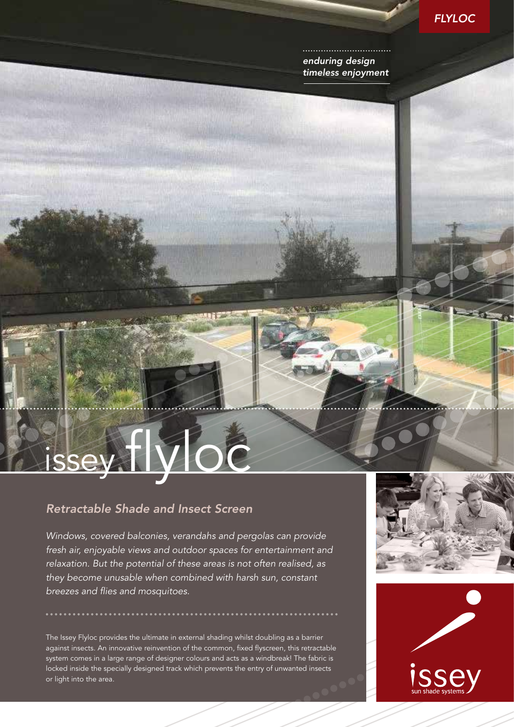FLYLOC

*enduring design*
*timeless enjoyment*

# issey flyloc

## *Retractable Shade and Insect Screen*

*Windows, covered balconies, verandahs and pergolas can provide fresh air, enjoyable views and outdoor spaces for entertainment and relaxation. But the potential of these areas is not often realised, as they become unusable when combined with harsh sun, constant breezes and flies and mosquitoes.*

The Issey Flyloc provides the ultimate in external shading whilst doubling as a barrier against insects. An innovative reinvention of the common, fixed flyscreen, this retractable system comes in a large range of designer colours and acts as a windbreak! The fabric is locked inside the specially designed track which prevents the entry of unwanted insects or light into the area.

issey
sun shade systems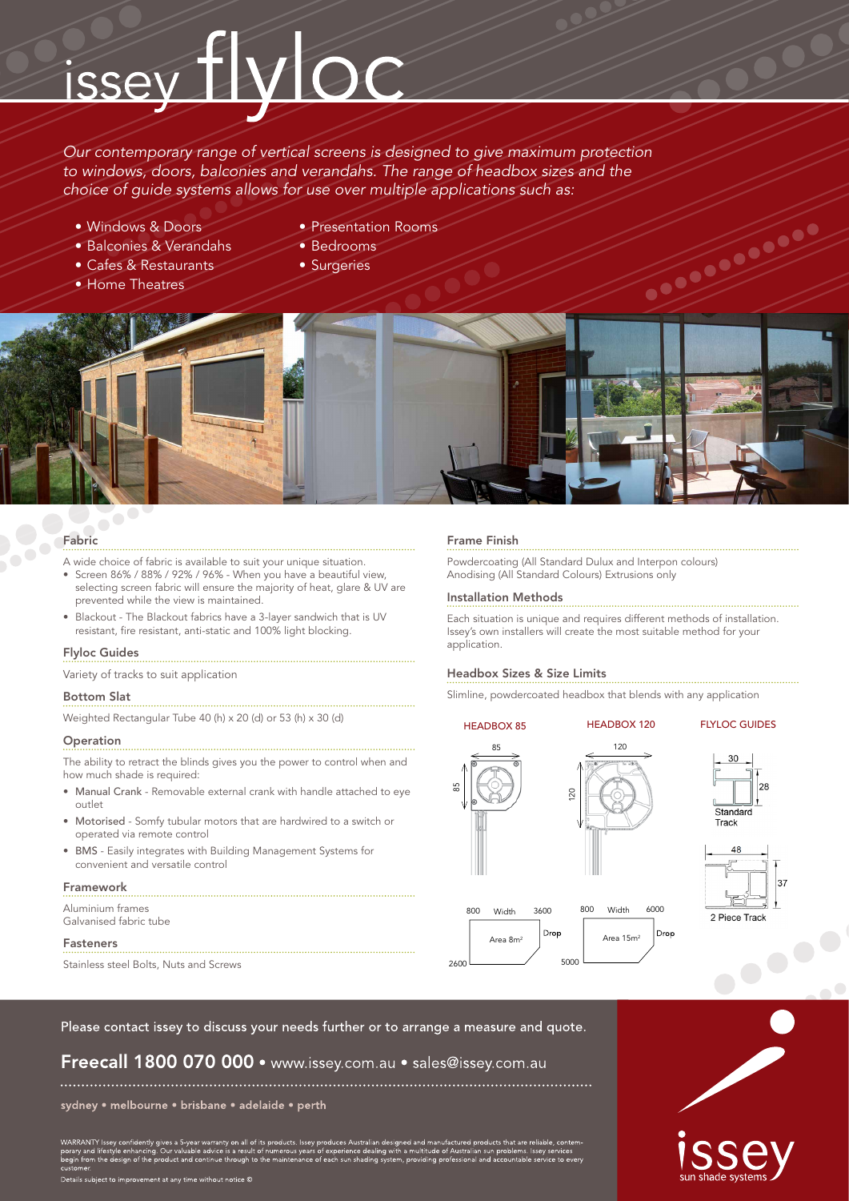# issey flyloc

*Our contemporary range of vertical screens is designed to give maximum protection to windows, doors, balconies and verandahs. The range of headbox sizes and the choice of guide systems allows for use over multiple applications such as:*

- Windows & Doors
- Balconies & Verandahs
- Cafes & Restaurants
- Home Theatres
- Presentation Rooms
- Bedrooms
- Surgeries

### Fabric

A wide choice of fabric is available to suit your unique situation.

- Screen 86% / 88% / 92% / 96% - When you have a beautiful view, selecting screen fabric will ensure the majority of heat, glare & UV are prevented while the view is maintained.
- Blackout - The Blackout fabrics have a 3-layer sandwich that is UV resistant, fire resistant, anti-static and 100% light blocking.

### Flyloc Guides

Variety of tracks to suit application

### Bottom Slat

Weighted Rectangular Tube 40 (h) x 20 (d) or 53 (h) x 30 (d)

### Operation

The ability to retract the blinds gives you the power to control when and how much shade is required:

- **Manual Crank** - Removable external crank with handle attached to eye outlet
- **Motorised** - Somfy tubular motors that are hardwired to a switch or operated via remote control
- **BMS** - Easily integrates with Building Management Systems for convenient and versatile control

### Framework

Aluminium frames
Galvanised fabric tube

### Fasteners

Stainless steel Bolts, Nuts and Screws

### Frame Finish

Powdercoating (All Standard Dulux and Interpon colours)
Anodising (All Standard Colours) Extrusions only

### Installation Methods

Each situation is unique and requires different methods of installation. Issey's own installers will create the most suitable method for your application.

### Headbox Sizes & Size Limits

Slimline, powdercoated headbox that blends with any application

HEADBOX 85

85
85

800 Width 3600
Area 8m²
Drop
2600

HEADBOX 120

120
120

800 Width 6000
Area 15m²
Drop
5000

FLYLOC GUIDES

30
28
Standard Track

48
37
2 Piece Track

Please contact issey to discuss your needs further or to arrange a measure and quote.

**Freecall 1800 070 000** • www.issey.com.au • sales@issey.com.au

sydney • melbourne • brisbane • adelaide • perth

WARRANTY Issey confidently gives a 5-year warranty on all of its products. Issey produces Australian designed and manufactured products that are reliable, contemporary and lifestyle enhancing. Our valuable advice is a result of numerous years of experience dealing with a multitude of Australian sun problems. Issey services begin from the design of the product and continue through to the maintenance of each sun shading system, providing professional and accountable service to every customer.

Details subject to improvement at any time without notice ©

issey
sun shade systems